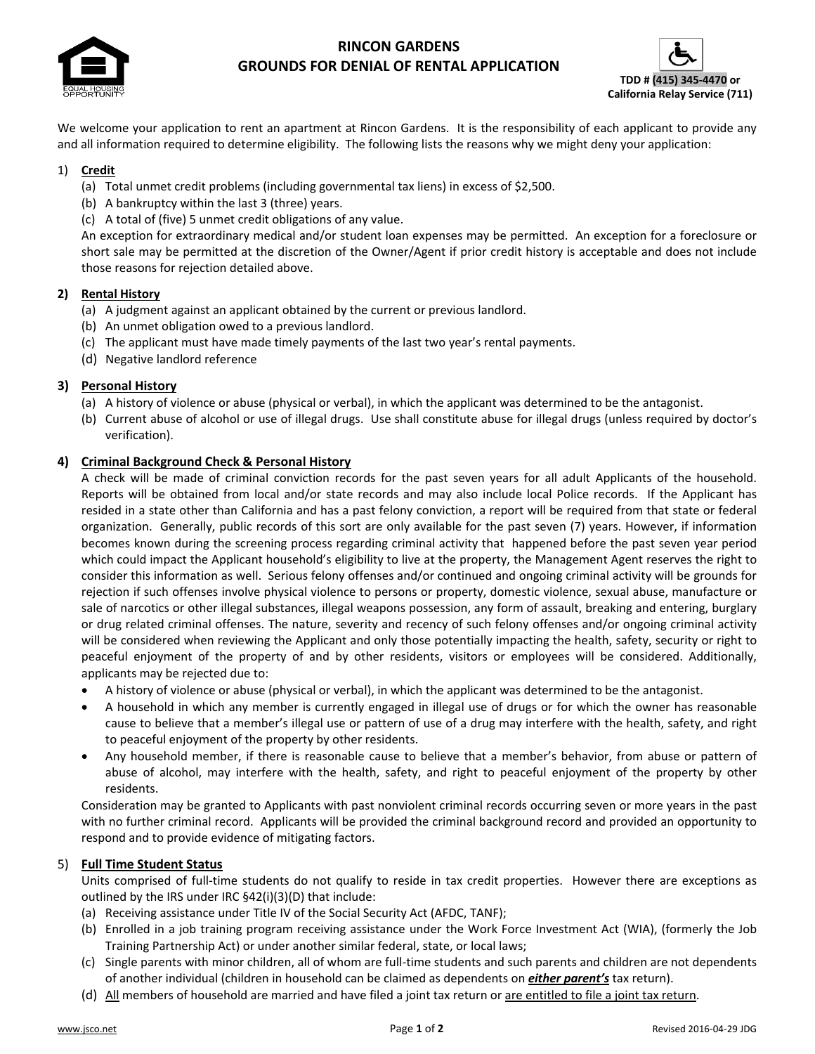# RINCON GARDENS
## GROUNDS FOR DENIAL OF RENTAL APPLICATION

**TDD # (415) 345-4470 or California Relay Service (711)**

We welcome your application to rent an apartment at Rincon Gardens. It is the responsibility of each applicant to provide any and all information required to determine eligibility. The following lists the reasons why we might deny your application:

1) **Credit**
   (a) Total unmet credit problems (including governmental tax liens) in excess of $2,500.
   (b) A bankruptcy within the last 3 (three) years.
   (c) A total of (five) 5 unmet credit obligations of any value.
   An exception for extraordinary medical and/or student loan expenses may be permitted. An exception for a foreclosure or short sale may be permitted at the discretion of the Owner/Agent if prior credit history is acceptable and does not include those reasons for rejection detailed above.

2) **Rental History**
   (a) A judgment against an applicant obtained by the current or previous landlord.
   (b) An unmet obligation owed to a previous landlord.
   (c) The applicant must have made timely payments of the last two year's rental payments.
   (d) Negative landlord reference

3) **Personal History**
   (a) A history of violence or abuse (physical or verbal), in which the applicant was determined to be the antagonist.
   (b) Current abuse of alcohol or use of illegal drugs. Use shall constitute abuse for illegal drugs (unless required by doctor's verification).

4) **Criminal Background Check & Personal History**
   A check will be made of criminal conviction records for the past seven years for all adult Applicants of the household. Reports will be obtained from local and/or state records and may also include local Police records. If the Applicant has resided in a state other than California and has a past felony conviction, a report will be required from that state or federal organization. Generally, public records of this sort are only available for the past seven (7) years. However, if information becomes known during the screening process regarding criminal activity that happened before the past seven year period which could impact the Applicant household's eligibility to live at the property, the Management Agent reserves the right to consider this information as well. Serious felony offenses and/or continued and ongoing criminal activity will be grounds for rejection if such offenses involve physical violence to persons or property, domestic violence, sexual abuse, manufacture or sale of narcotics or other illegal substances, illegal weapons possession, any form of assault, breaking and entering, burglary or drug related criminal offenses. The nature, severity and recency of such felony offenses and/or ongoing criminal activity will be considered when reviewing the Applicant and only those potentially impacting the health, safety, security or right to peaceful enjoyment of the property of and by other residents, visitors or employees will be considered. Additionally, applicants may be rejected due to:
   - A history of violence or abuse (physical or verbal), in which the applicant was determined to be the antagonist.
   - A household in which any member is currently engaged in illegal use of drugs or for which the owner has reasonable cause to believe that a member's illegal use or pattern of use of a drug may interfere with the health, safety, and right to peaceful enjoyment of the property by other residents.
   - Any household member, if there is reasonable cause to believe that a member's behavior, from abuse or pattern of abuse of alcohol, may interfere with the health, safety, and right to peaceful enjoyment of the property by other residents.

   Consideration may be granted to Applicants with past nonviolent criminal records occurring seven or more years in the past with no further criminal record. Applicants will be provided the criminal background record and provided an opportunity to respond and to provide evidence of mitigating factors.

5) **Full Time Student Status**
   Units comprised of full-time students do not qualify to reside in tax credit properties. However there are exceptions as outlined by the IRS under IRC §42(i)(3)(D) that include:
   (a) Receiving assistance under Title IV of the Social Security Act (AFDC, TANF);
   (b) Enrolled in a job training program receiving assistance under the Work Force Investment Act (WIA), (formerly the Job Training Partnership Act) or under another similar federal, state, or local laws;
   (c) Single parents with minor children, all of whom are full-time students and such parents and children are not dependents of another individual (children in household can be claimed as dependents on ***either parent's*** tax return).
   (d) All members of household are married and have filed a joint tax return or are entitled to file a joint tax return.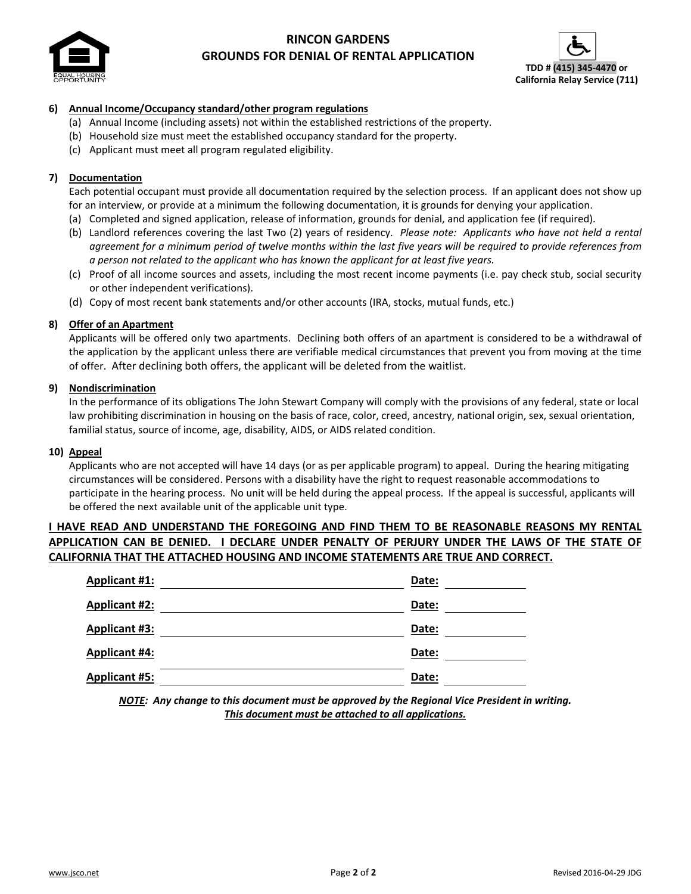# RINCON GARDENS
# GROUNDS FOR DENIAL OF RENTAL APPLICATION

**TDD # (415) 345-4470 or California Relay Service (711)**

**6) Annual Income/Occupancy standard/other program regulations**

(a) Annual Income (including assets) not within the established restrictions of the property.
(b) Household size must meet the established occupancy standard for the property.
(c) Applicant must meet all program regulated eligibility.

**7) Documentation**

Each potential occupant must provide all documentation required by the selection process. If an applicant does not show up for an interview, or provide at a minimum the following documentation, it is grounds for denying your application.

(a) Completed and signed application, release of information, grounds for denial, and application fee (if required).
(b) Landlord references covering the last Two (2) years of residency. *Please note: Applicants who have not held a rental agreement for a minimum period of twelve months within the last five years will be required to provide references from a person not related to the applicant who has known the applicant for at least five years.*
(c) Proof of all income sources and assets, including the most recent income payments (i.e. pay check stub, social security or other independent verifications).
(d) Copy of most recent bank statements and/or other accounts (IRA, stocks, mutual funds, etc.)

**8) Offer of an Apartment**

Applicants will be offered only two apartments. Declining both offers of an apartment is considered to be a withdrawal of the application by the applicant unless there are verifiable medical circumstances that prevent you from moving at the time of offer. After declining both offers, the applicant will be deleted from the waitlist.

**9) Nondiscrimination**

In the performance of its obligations The John Stewart Company will comply with the provisions of any federal, state or local law prohibiting discrimination in housing on the basis of race, color, creed, ancestry, national origin, sex, sexual orientation, familial status, source of income, age, disability, AIDS, or AIDS related condition.

**10) Appeal**

Applicants who are not accepted will have 14 days (or as per applicable program) to appeal. During the hearing mitigating circumstances will be considered. Persons with a disability have the right to request reasonable accommodations to participate in the hearing process. No unit will be held during the appeal process. If the appeal is successful, applicants will be offered the next available unit of the applicable unit type.

**I HAVE READ AND UNDERSTAND THE FOREGOING AND FIND THEM TO BE REASONABLE REASONS MY RENTAL APPLICATION CAN BE DENIED. I DECLARE UNDER PENALTY OF PERJURY UNDER THE LAWS OF THE STATE OF CALIFORNIA THAT THE ATTACHED HOUSING AND INCOME STATEMENTS ARE TRUE AND CORRECT.**

**Applicant #1:** ______________________________ **Date:** __________

**Applicant #2:** ______________________________ **Date:** __________

**Applicant #3:** ______________________________ **Date:** __________

**Applicant #4:** ______________________________ **Date:** __________

**Applicant #5:** ______________________________ **Date:** __________

***NOTE*: *Any change to this document must be approved by the Regional Vice President in writing.***
***This document must be attached to all applications.***

www.jsco.net

Revised 2016-04-29 JDG